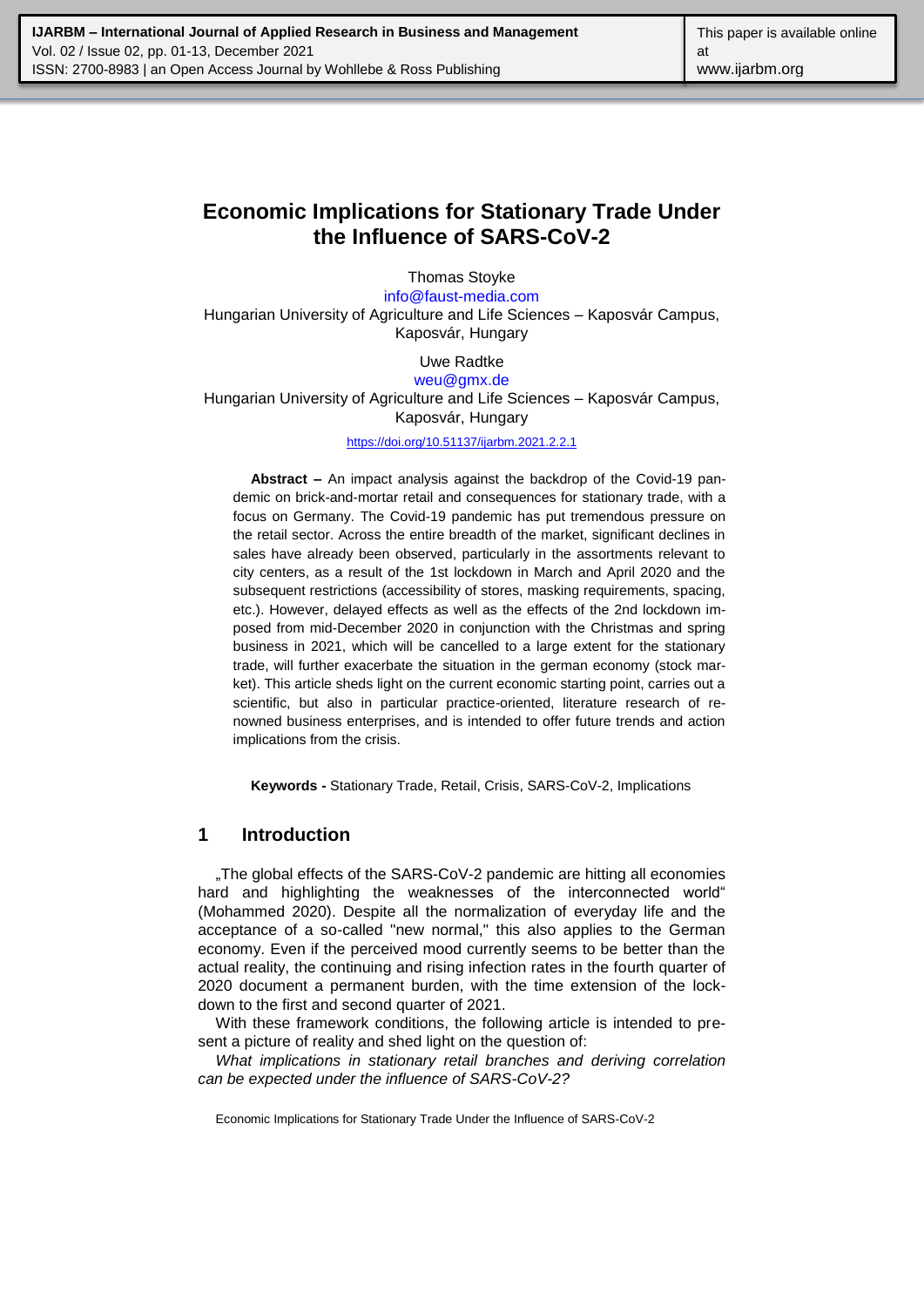# Economic Implications for Stationary Trade Under the Influence of SARS-CoV-2

Thomas Stoyke
info@faust-media.com
Hungarian University of Agriculture and Life Sciences – Kaposvár Campus, Kaposvár, Hungary

Uwe Radtke
weu@gmx.de
Hungarian University of Agriculture and Life Sciences – Kaposvár Campus, Kaposvár, Hungary

https://doi.org/10.51137/ijarbm.2021.2.2.1

**Abstract –** An impact analysis against the backdrop of the Covid-19 pandemic on brick-and-mortar retail and consequences for stationary trade, with a focus on Germany. The Covid-19 pandemic has put tremendous pressure on the retail sector. Across the entire breadth of the market, significant declines in sales have already been observed, particularly in the assortments relevant to city centers, as a result of the 1st lockdown in March and April 2020 and the subsequent restrictions (accessibility of stores, masking requirements, spacing, etc.). However, delayed effects as well as the effects of the 2nd lockdown imposed from mid-December 2020 in conjunction with the Christmas and spring business in 2021, which will be cancelled to a large extent for the stationary trade, will further exacerbate the situation in the german economy (stock market). This article sheds light on the current economic starting point, carries out a scientific, but also in particular practice-oriented, literature research of renowned business enterprises, and is intended to offer future trends and action implications from the crisis.

**Keywords -** Stationary Trade, Retail, Crisis, SARS-CoV-2, Implications

## 1 Introduction

„The global effects of the SARS-CoV-2 pandemic are hitting all economies hard and highlighting the weaknesses of the interconnected world" (Mohammed 2020). Despite all the normalization of everyday life and the acceptance of a so-called "new normal," this also applies to the German economy. Even if the perceived mood currently seems to be better than the actual reality, the continuing and rising infection rates in the fourth quarter of 2020 document a permanent burden, with the time extension of the lockdown to the first and second quarter of 2021.

With these framework conditions, the following article is intended to present a picture of reality and shed light on the question of:

*What implications in stationary retail branches and deriving correlation can be expected under the influence of SARS-CoV-2?*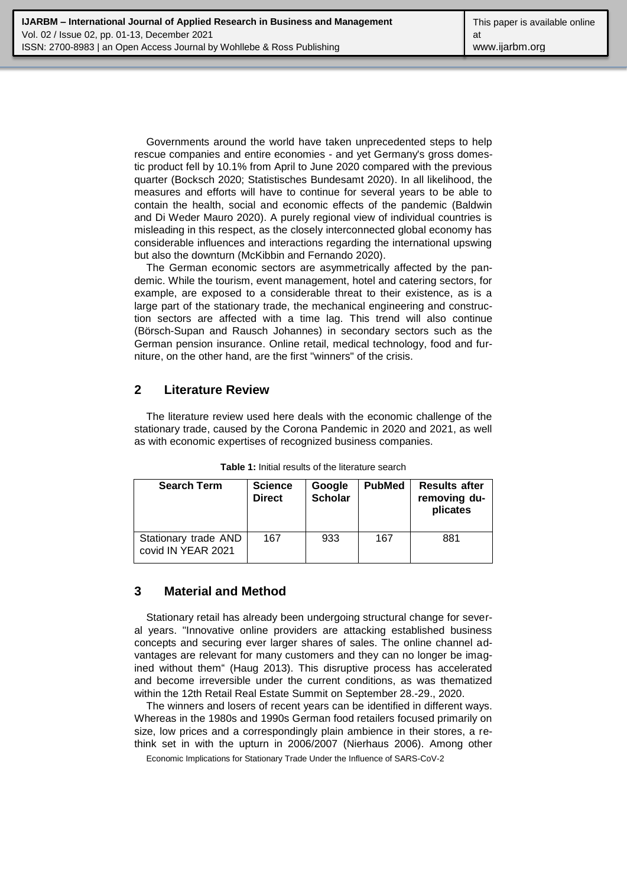Governments around the world have taken unprecedented steps to help rescue companies and entire economies - and yet Germany's gross domestic product fell by 10.1% from April to June 2020 compared with the previous quarter (Bocksch 2020; Statistisches Bundesamt 2020). In all likelihood, the measures and efforts will have to continue for several years to be able to contain the health, social and economic effects of the pandemic (Baldwin and Di Weder Mauro 2020). A purely regional view of individual countries is misleading in this respect, as the closely interconnected global economy has considerable influences and interactions regarding the international upswing but also the downturn (McKibbin and Fernando 2020).

The German economic sectors are asymmetrically affected by the pandemic. While the tourism, event management, hotel and catering sectors, for example, are exposed to a considerable threat to their existence, as is a large part of the stationary trade, the mechanical engineering and construction sectors are affected with a time lag. This trend will also continue (Börsch-Supan and Rausch Johannes) in secondary sectors such as the German pension insurance. Online retail, medical technology, food and furniture, on the other hand, are the first "winners" of the crisis.

## 2 Literature Review

The literature review used here deals with the economic challenge of the stationary trade, caused by the Corona Pandemic in 2020 and 2021, as well as with economic expertises of recognized business companies.

**Table 1:** Initial results of the literature search

| Search Term | Science Direct | Google Scholar | PubMed | Results after removing duplicates |
|---|---|---|---|---|
| Stationary trade AND covid IN YEAR 2021 | 167 | 933 | 167 | 881 |

## 3 Material and Method

Stationary retail has already been undergoing structural change for several years. "Innovative online providers are attacking established business concepts and securing ever larger shares of sales. The online channel advantages are relevant for many customers and they can no longer be imagined without them" (Haug 2013). This disruptive process has accelerated and become irreversible under the current conditions, as was thematized within the 12th Retail Real Estate Summit on September 28.-29., 2020.

The winners and losers of recent years can be identified in different ways. Whereas in the 1980s and 1990s German food retailers focused primarily on size, low prices and a correspondingly plain ambience in their stores, a rethink set in with the upturn in 2006/2007 (Nierhaus 2006). Among other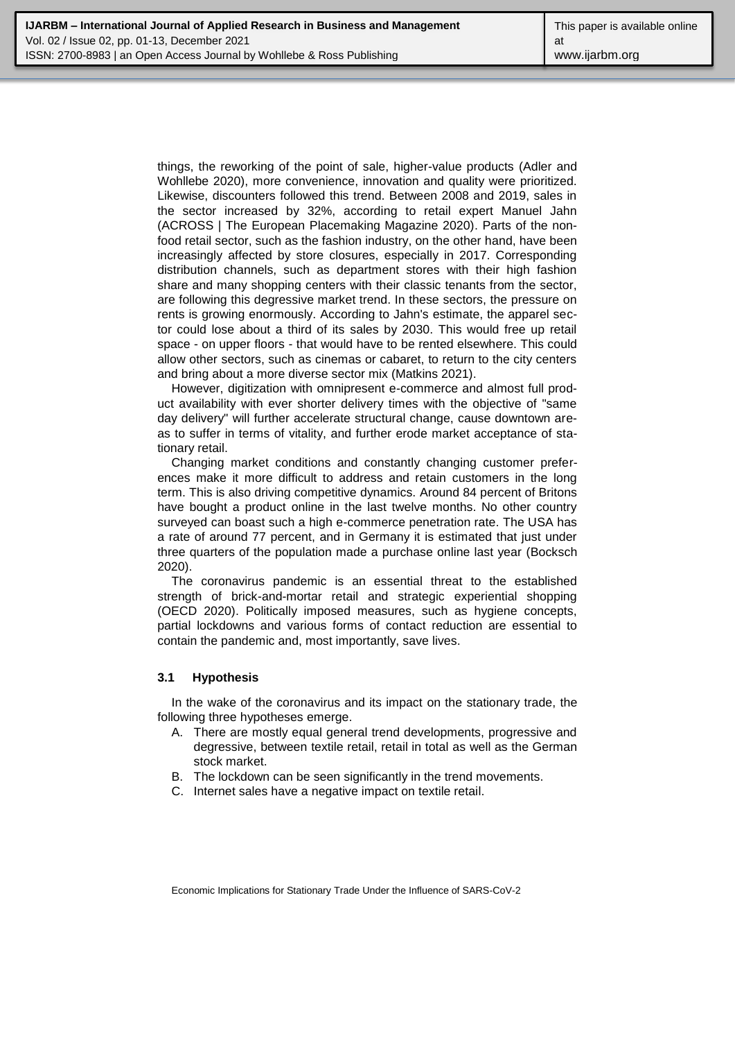things, the reworking of the point of sale, higher-value products (Adler and Wohllebe 2020), more convenience, innovation and quality were prioritized. Likewise, discounters followed this trend. Between 2008 and 2019, sales in the sector increased by 32%, according to retail expert Manuel Jahn (ACROSS | The European Placemaking Magazine 2020). Parts of the non-food retail sector, such as the fashion industry, on the other hand, have been increasingly affected by store closures, especially in 2017. Corresponding distribution channels, such as department stores with their high fashion share and many shopping centers with their classic tenants from the sector, are following this degressive market trend. In these sectors, the pressure on rents is growing enormously. According to Jahn's estimate, the apparel sector could lose about a third of its sales by 2030. This would free up retail space - on upper floors - that would have to be rented elsewhere. This could allow other sectors, such as cinemas or cabaret, to return to the city centers and bring about a more diverse sector mix (Matkins 2021).

However, digitization with omnipresent e-commerce and almost full product availability with ever shorter delivery times with the objective of "same day delivery" will further accelerate structural change, cause downtown areas to suffer in terms of vitality, and further erode market acceptance of stationary retail.

Changing market conditions and constantly changing customer preferences make it more difficult to address and retain customers in the long term. This is also driving competitive dynamics. Around 84 percent of Britons have bought a product online in the last twelve months. No other country surveyed can boast such a high e-commerce penetration rate. The USA has a rate of around 77 percent, and in Germany it is estimated that just under three quarters of the population made a purchase online last year (Bocksch 2020).

The coronavirus pandemic is an essential threat to the established strength of brick-and-mortar retail and strategic experiential shopping (OECD 2020). Politically imposed measures, such as hygiene concepts, partial lockdowns and various forms of contact reduction are essential to contain the pandemic and, most importantly, save lives.

### 3.1 Hypothesis

In the wake of the coronavirus and its impact on the stationary trade, the following three hypotheses emerge.

A. There are mostly equal general trend developments, progressive and degressive, between textile retail, retail in total as well as the German stock market.
B. The lockdown can be seen significantly in the trend movements.
C. Internet sales have a negative impact on textile retail.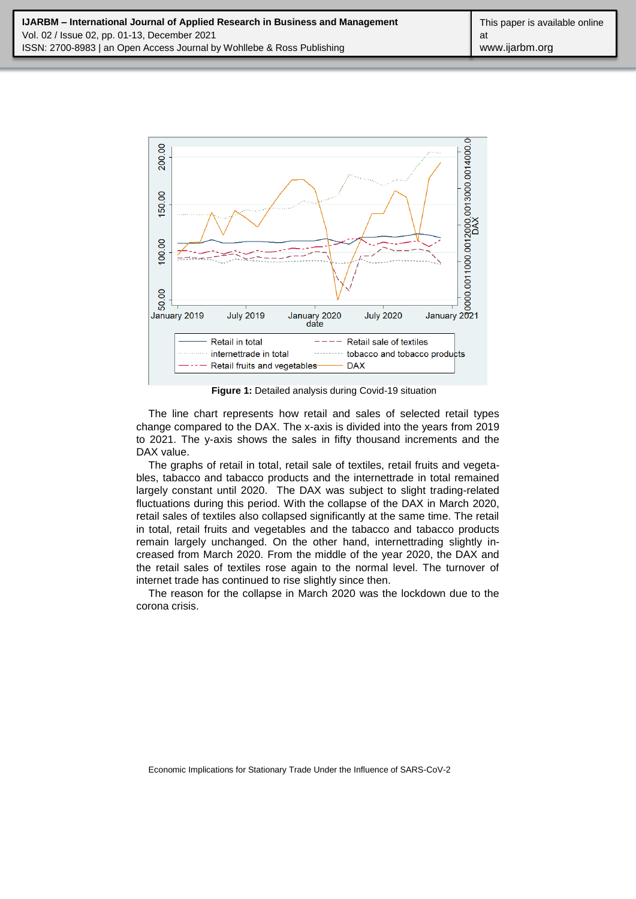**Figure 1:** Detailed analysis during Covid-19 situation

The line chart represents how retail and sales of selected retail types change compared to the DAX. The x-axis is divided into the years from 2019 to 2021. The y-axis shows the sales in fifty thousand increments and the DAX value.

The graphs of retail in total, retail sale of textiles, retail fruits and vegetables, tabacco and tabacco products and the internettrade in total remained largely constant until 2020. The DAX was subject to slight trading-related fluctuations during this period. With the collapse of the DAX in March 2020, retail sales of textiles also collapsed significantly at the same time. The retail in total, retail fruits and vegetables and the tabacco and tabacco products remain largely unchanged. On the other hand, internettrading slightly increased from March 2020. From the middle of the year 2020, the DAX and the retail sales of textiles rose again to the normal level. The turnover of internet trade has continued to rise slightly since then.

The reason for the collapse in March 2020 was the lockdown due to the corona crisis.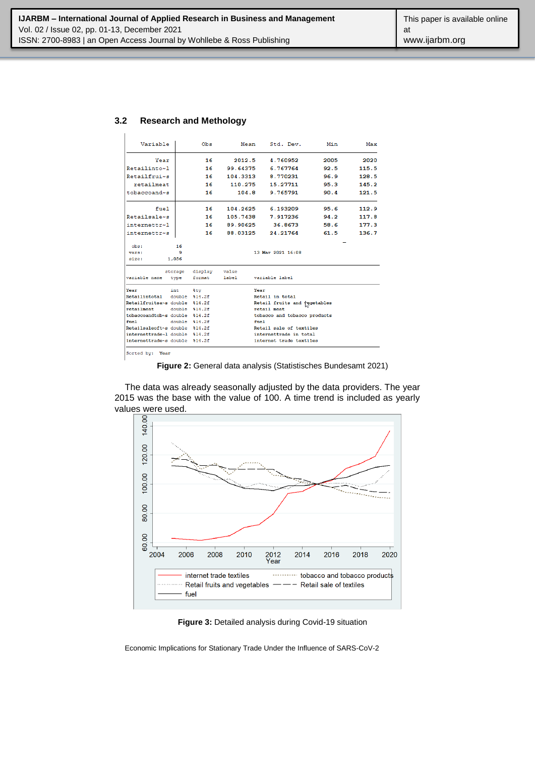### 3.2 Research and Methology

| Variable | Obs | Mean | Std. Dev. | Min | Max |
|---|---|---|---|---|---|
| Year | 16 | 2012.5 | 4.760952 | 2005 | 2020 |
| Retailinto~l | 16 | 99.64375 | 6.767764 | 92.5 | 115.5 |
| Retailfrui~s | 16 | 104.3313 | 8.770231 | 96.9 | 128.5 |
| retailmeat | 16 | 110.275 | 15.27711 | 95.3 | 145.2 |
| tobaccoand~s | 16 | 104.8 | 9.765791 | 90.4 | 121.5 |
| fuel | 16 | 104.2625 | 6.193209 | 95.6 | 112.9 |
| Retailsale~s | 16 | 105.7438 | 7.917236 | 94.2 | 117.8 |
| internettr~l | 16 | 89.90625 | 36.8673 | 58.6 | 177.3 |
| internettr~s | 16 | 88.03125 | 24.21764 | 61.5 | 136.7 |

obs: 16
vars: 9 — 13 Mar 2021 16:08
size: 1,056

| variable name | storage type | display format | value label | variable label |
|---|---|---|---|---|
| Year | int | %ty | | Year |
| Retailintotal | double | %14.2f | | Retail in total |
| Retailfruitsa~s | double | %14.2f | | Retail fruits and vegetables |
| retailmeat | double | %14.2f | | retail meat |
| tobaccoandtob~s | double | %14.2f | | tobacco and tobacco products |
| fuel | double | %14.2f | | fuel |
| Retailsaleoft~s | double | %14.2f | | Retail sale of textiles |
| internettrade~l | double | %14.2f | | internettrade in total |
| internettrade~s | double | %14.2f | | internet trade textiles |

Sorted by: Year

**Figure 2:** General data analysis (Statistisches Bundesamt 2021)

The data was already seasonally adjusted by the data providers. The year 2015 was the base with the value of 100. A time trend is included as yearly values were used.

**Figure 3:** Detailed analysis during Covid-19 situation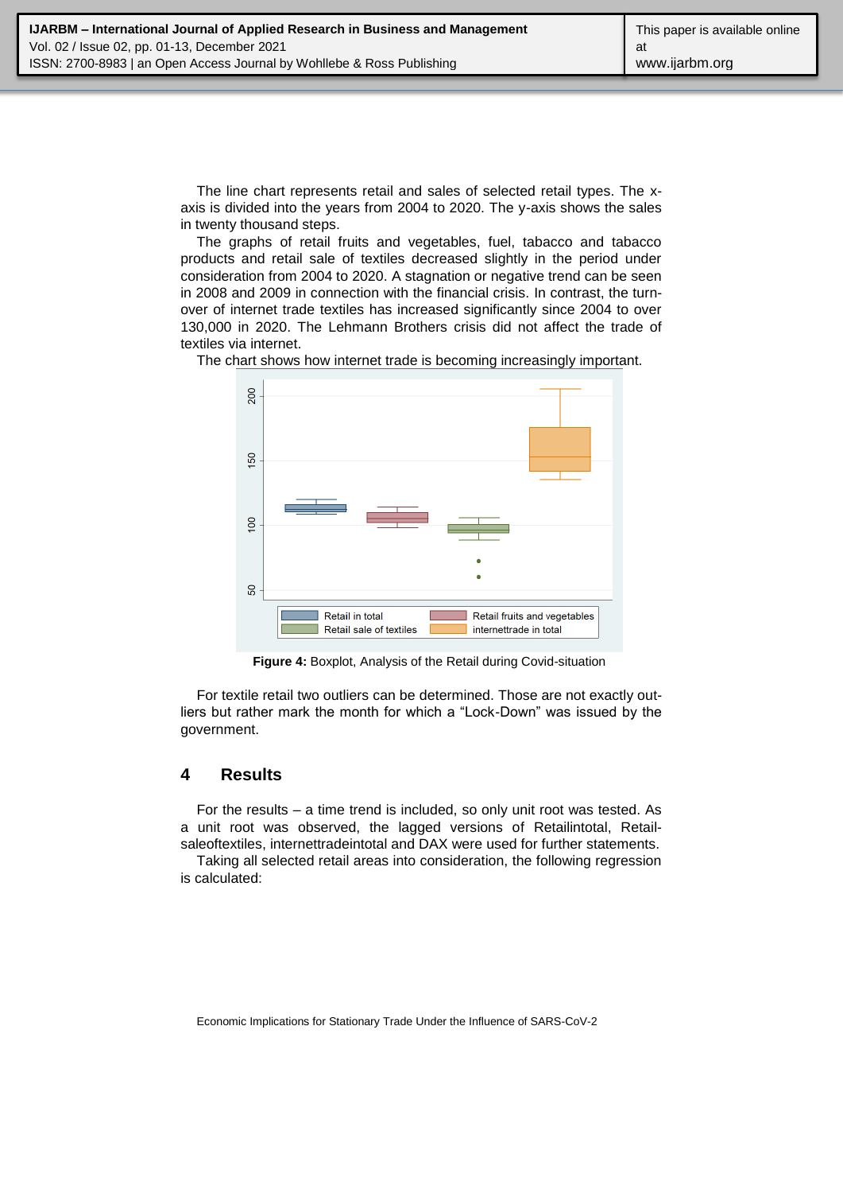The line chart represents retail and sales of selected retail types. The x-axis is divided into the years from 2004 to 2020. The y-axis shows the sales in twenty thousand steps.

The graphs of retail fruits and vegetables, fuel, tabacco and tabacco products and retail sale of textiles decreased slightly in the period under consideration from 2004 to 2020. A stagnation or negative trend can be seen in 2008 and 2009 in connection with the financial crisis. In contrast, the turn-over of internet trade textiles has increased significantly since 2004 to over 130,000 in 2020. The Lehmann Brothers crisis did not affect the trade of textiles via internet.

The chart shows how internet trade is becoming increasingly important.

**Figure 4:** Boxplot, Analysis of the Retail during Covid-situation

For textile retail two outliers can be determined. Those are not exactly out-liers but rather mark the month for which a "Lock-Down" was issued by the government.

## 4 Results

For the results – a time trend is included, so only unit root was tested. As a unit root was observed, the lagged versions of Retailintotal, Retail-saleoftextiles, internettradeintotal and DAX were used for further statements.

Taking all selected retail areas into consideration, the following regression is calculated: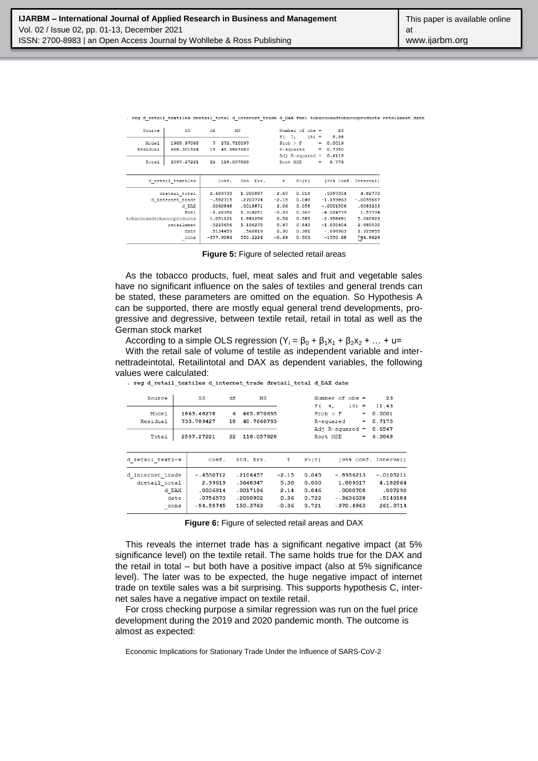```
. reg d_retail_textiles dretail_total d_internet_trade d_DAX fuel tobaccoandtobaccoproducts retailmeat date

      Source |       SS           df       MS      Number of obs   =        23
-------------+----------------------------------   F(  7,     15)  =      5.94
       Model |  1908.97068         7  272.710097   Prob > F        =    0.0019
    Residual |  688.301524        15  45.8867683   R-squared       =    0.7350
-------------+----------------------------------   Adj R-squared   =    0.6113
       Total |  2597.27221        22  118.057828   Root MSE        =     6.774

-------------------------------------------------------------------------------------------
        d_retail_textiles |      Coef.   Std. Err.      t    P>|t|     [95% Conf. Interval]
--------------------------+----------------------------------------------------------------
            dretail_total |   2.683733   1.005887     2.67   0.018     .5397354     4.82773
         d_internet_trade |   -.582715   .2707774    -2.15   0.048    -1.159863   -.0055667
                    d_DAX |   .0040848   .0019871     2.06   0.058    -.0001506    .0083203
                     fuel |   -1.22352   1.314251    -0.93   0.367    -4.024779     1.57774
tobaccoandtobaccoproducts |   1.051121   1.881256     0.56   0.585    -2.958681    5.060923
               retailmeat |   .5225656   1.106275     0.47   0.643    -1.835404    2.880535
                     date |   .5134459    .568819     0.90   0.381    -.698963     1.725855
                    _cons |  -377.9084   550.2224    -0.69   0.503     -1550.68    794.8629
-------------------------------------------------------------------------------------------
```

**Figure 5:** Figure of selected retail areas

As the tobacco products, fuel, meat sales and fruit and vegetable sales have no significant influence on the sales of textiles and general trends can be stated, these parameters are omitted on the equation. So Hypothesis A can be supported, there are mostly equal general trend developments, progressive and degressive, between textile retail, retail in total as well as the German stock market

According to a simple OLS regression ($Y_i = \beta_0 + \beta_1 x_1 + \beta_2 x_2 + \ldots + u=$

With the retail sale of volume of testile as independent variable and internettradeintotal, Retailintotal and DAX as dependent variables, the following values were calculated:

```
. reg d_retail_textiles d_internet_trade dretail_total d_DAX date

      Source |       SS           df       MS      Number of obs   =        23
-------------+----------------------------------   F(  4,     18)  =     11.43
       Model |  1863.48278         4  465.870695   Prob > F        =    0.0001
    Residual |  733.789427        18  40.7660793   R-squared       =    0.7175
-------------+----------------------------------   Adj R-squared   =    0.6547
       Total |  2597.27221        22  118.057828   Root MSE        =    6.3848

------------------------------------------------------------------------------
d_retail_t~s |      Coef.   Std. Err.      t    P>|t|     [95% Conf. Interval]
-------------+----------------------------------------------------------------
d_internet_trade | -.4530712   .2106457    -2.15   0.045    -.8956213   -.0105211
dretail_total |    2.99619   .5648347     5.30   0.000     1.809517    4.182864
       d_DAX |   .0036814   .0017186     2.14   0.046     .0000708     .007292
        date |   .0756573   .2090802     0.36   0.722    -.3636038    .5149184
       _cons |  -54.55745   150.3763    -0.36   0.721    -370.4863    261.3714
------------------------------------------------------------------------------
```

**Figure 6:** Figure of selected retail areas and DAX

This reveals the internet trade has a significant negative impact (at 5% significance level) on the textile retail. The same holds true for the DAX and the retail in total – but both have a positive impact (also at 5% significance level). The later was to be expected, the huge negative impact of internet trade on textile sales was a bit surprising. This supports hypothesis C, internet sales have a negative impact on textile retail.

For cross checking purpose a similar regression was run on the fuel price development during the 2019 and 2020 pandemic month. The outcome is almost as expected: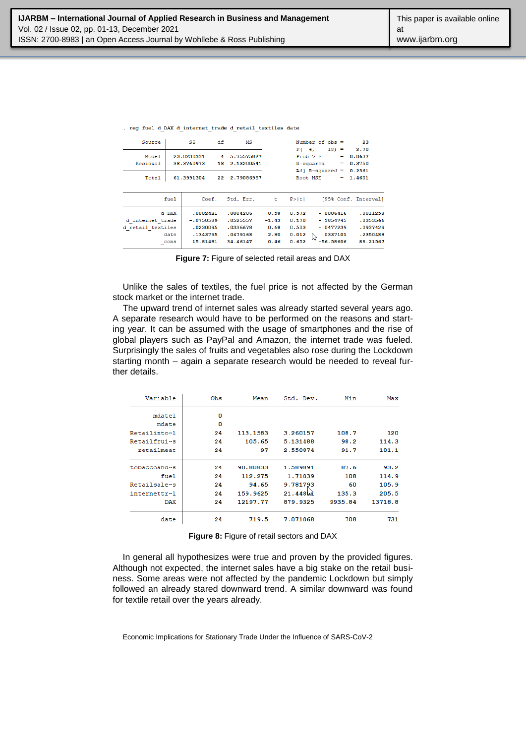```
. reg fuel d_DAX d_internet_trade d_retail_textiles date

      Source |       SS           df       MS      Number of obs   =        23
-------------+----------------------------------   F(4, 18)        =      2.70
       Model |  23.0230331         4  5.75575827   Prob > F        =    0.0637
    Residual |  38.3760973        18  2.13200541   R-squared       =    0.3750
-------------+----------------------------------   Adj R-squared   =    0.2361
       Total |  61.3991304        22  2.79086957   Root MSE        =    1.4601

------------------------------------------------------------------------------------
              fuel |      Coef.   Std. Err.      t    P>|t|     [95% Conf. Interval]
-------------------+----------------------------------------------------------------
             d_DAX |   .0002421   .0004206     0.58   0.572    -.0006416    .0011258
  d_internet_trade |  -.0750589   .0525557    -1.43   0.170    -.1854745    .0353566
 d_retail_textiles |   .0230095   .0336678     0.68   0.503    -.0477239    .0937429
              date |   .1343795   .0479168     2.80   0.012     .0337101    .2350488
             _cons |   15.81481   34.46147     0.46   0.652    -56.58606    88.21567
------------------------------------------------------------------------------------
```

**Figure 7:** Figure of selected retail areas and DAX

Unlike the sales of textiles, the fuel price is not affected by the German stock market or the internet trade.

The upward trend of internet sales was already started several years ago. A separate research would have to be performed on the reasons and starting year. It can be assumed with the usage of smartphones and the rise of global players such as PayPal and Amazon, the internet trade was fueled. Surprisingly the sales of fruits and vegetables also rose during the Lockdown starting month – again a separate research would be needed to reveal further details.

| Variable | Obs | Mean | Std. Dev. | Min | Max |
|---|---|---|---|---|---|
| mdatel | 0 | | | | |
| mdate | 0 | | | | |
| Retailinto~l | 24 | 113.1583 | 3.260157 | 108.7 | 120 |
| Retailfrui~s | 24 | 105.65 | 5.131488 | 98.2 | 114.3 |
| retailmeat | 24 | 97 | 2.550874 | 91.7 | 101.1 |
| tobaccoand~s | 24 | 90.80833 | 1.569891 | 87.6 | 93.2 |
| fuel | 24 | 112.275 | 1.71039 | 108 | 114.9 |
| Retailsale~s | 24 | 94.65 | 9.781793 | 60 | 105.9 |
| internettr~l | 24 | 159.9625 | 21.44864 | 135.3 | 205.5 |
| DAX | 24 | 12197.77 | 879.9325 | 9935.84 | 13718.8 |
| date | 24 | 719.5 | 7.071068 | 708 | 731 |

**Figure 8:** Figure of retail sectors and DAX

In general all hypothesizes were true and proven by the provided figures. Although not expected, the internet sales have a big stake on the retail business. Some areas were not affected by the pandemic Lockdown but simply followed an already stared downward trend. A similar downward was found for textile retail over the years already.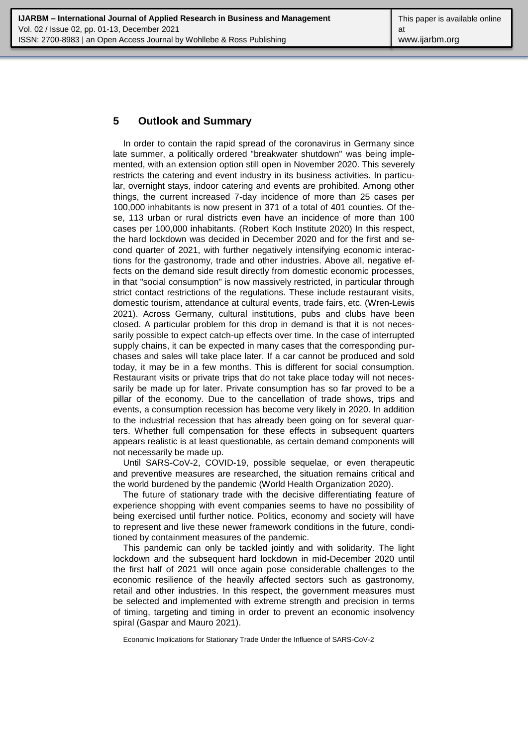## 5 Outlook and Summary

In order to contain the rapid spread of the coronavirus in Germany since late summer, a politically ordered "breakwater shutdown" was being implemented, with an extension option still open in November 2020. This severely restricts the catering and event industry in its business activities. In particular, overnight stays, indoor catering and events are prohibited. Among other things, the current increased 7-day incidence of more than 25 cases per 100,000 inhabitants is now present in 371 of a total of 401 counties. Of these, 113 urban or rural districts even have an incidence of more than 100 cases per 100,000 inhabitants. (Robert Koch Institute 2020) In this respect, the hard lockdown was decided in December 2020 and for the first and second quarter of 2021, with further negatively intensifying economic interactions for the gastronomy, trade and other industries. Above all, negative effects on the demand side result directly from domestic economic processes, in that "social consumption" is now massively restricted, in particular through strict contact restrictions of the regulations. These include restaurant visits, domestic tourism, attendance at cultural events, trade fairs, etc. (Wren-Lewis 2021). Across Germany, cultural institutions, pubs and clubs have been closed. A particular problem for this drop in demand is that it is not necessarily possible to expect catch-up effects over time. In the case of interrupted supply chains, it can be expected in many cases that the corresponding purchases and sales will take place later. If a car cannot be produced and sold today, it may be in a few months. This is different for social consumption. Restaurant visits or private trips that do not take place today will not necessarily be made up for later. Private consumption has so far proved to be a pillar of the economy. Due to the cancellation of trade shows, trips and events, a consumption recession has become very likely in 2020. In addition to the industrial recession that has already been going on for several quarters. Whether full compensation for these effects in subsequent quarters appears realistic is at least questionable, as certain demand components will not necessarily be made up.

Until SARS-CoV-2, COVID-19, possible sequelae, or even therapeutic and preventive measures are researched, the situation remains critical and the world burdened by the pandemic (World Health Organization 2020).

The future of stationary trade with the decisive differentiating feature of experience shopping with event companies seems to have no possibility of being exercised until further notice. Politics, economy and society will have to represent and live these newer framework conditions in the future, conditioned by containment measures of the pandemic.

This pandemic can only be tackled jointly and with solidarity. The light lockdown and the subsequent hard lockdown in mid-December 2020 until the first half of 2021 will once again pose considerable challenges to the economic resilience of the heavily affected sectors such as gastronomy, retail and other industries. In this respect, the government measures must be selected and implemented with extreme strength and precision in terms of timing, targeting and timing in order to prevent an economic insolvency spiral (Gaspar and Mauro 2021).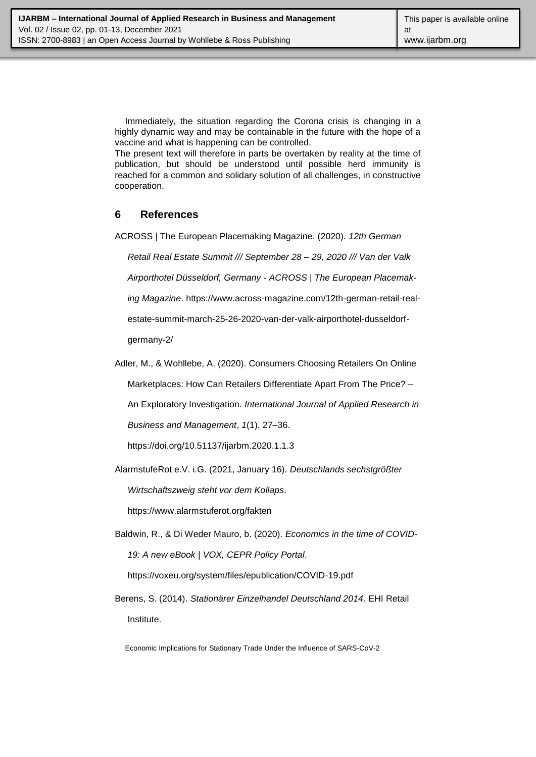Immediately, the situation regarding the Corona crisis is changing in a highly dynamic way and may be containable in the future with the hope of a vaccine and what is happening can be controlled.
The present text will therefore in parts be overtaken by reality at the time of publication, but should be understood until possible herd immunity is reached for a common and solidary solution of all challenges, in constructive cooperation.

## 6 References

ACROSS | The European Placemaking Magazine. (2020). *12th German Retail Real Estate Summit /// September 28 – 29, 2020 /// Van der Valk Airporthotel Düsseldorf, Germany - ACROSS | The European Placemaking Magazine*. https://www.across-magazine.com/12th-german-retail-real-estate-summit-march-25-26-2020-van-der-valk-airporthotel-dusseldorf-germany-2/

Adler, M., & Wohllebe, A. (2020). Consumers Choosing Retailers On Online Marketplaces: How Can Retailers Differentiate Apart From The Price? – An Exploratory Investigation. *International Journal of Applied Research in Business and Management*, *1*(1), 27–36. https://doi.org/10.51137/ijarbm.2020.1.1.3

AlarmstufeRot e.V. i.G. (2021, January 16). *Deutschlands sechstgrößter Wirtschaftszweig steht vor dem Kollaps*. https://www.alarmstuferot.org/fakten

Baldwin, R., & Di Weder Mauro, b. (2020). *Economics in the time of COVID-19: A new eBook | VOX, CEPR Policy Portal*. https://voxeu.org/system/files/epublication/COVID-19.pdf

Berens, S. (2014). *Stationärer Einzelhandel Deutschland 2014*. EHI Retail Institute.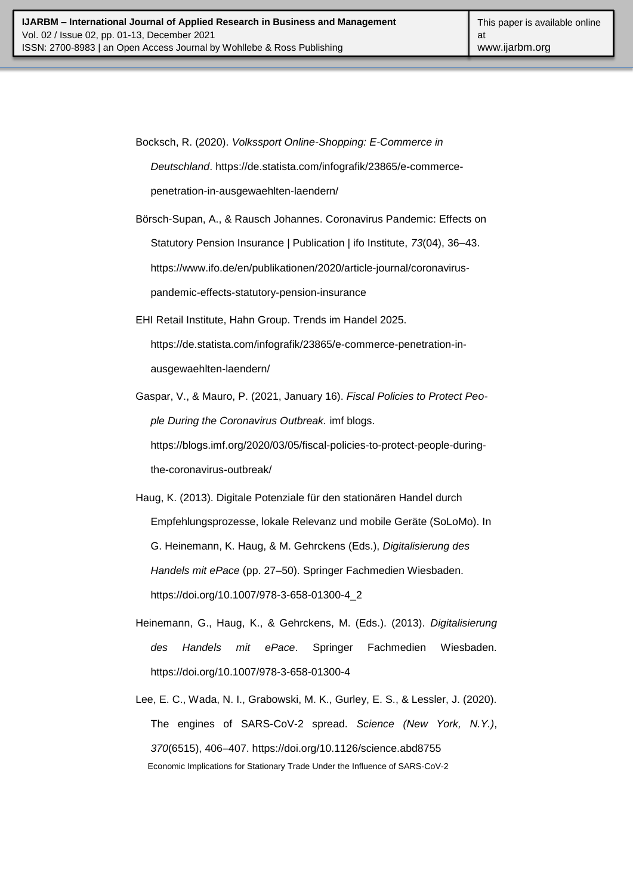Bocksch, R. (2020). *Volkssport Online-Shopping: E-Commerce in Deutschland*. https://de.statista.com/infografik/23865/e-commerce-penetration-in-ausgewaehlten-laendern/

Börsch-Supan, A., & Rausch Johannes. Coronavirus Pandemic: Effects on Statutory Pension Insurance | Publication | ifo Institute, *73*(04), 36–43. https://www.ifo.de/en/publikationen/2020/article-journal/coronavirus-pandemic-effects-statutory-pension-insurance

EHI Retail Institute, Hahn Group. Trends im Handel 2025. https://de.statista.com/infografik/23865/e-commerce-penetration-in-ausgewaehlten-laendern/

Gaspar, V., & Mauro, P. (2021, January 16). *Fiscal Policies to Protect People During the Coronavirus Outbreak.* imf blogs. https://blogs.imf.org/2020/03/05/fiscal-policies-to-protect-people-during-the-coronavirus-outbreak/

Haug, K. (2013). Digitale Potenziale für den stationären Handel durch Empfehlungsprozesse, lokale Relevanz und mobile Geräte (SoLoMo). In G. Heinemann, K. Haug, & M. Gehrckens (Eds.), *Digitalisierung des Handels mit ePace* (pp. 27–50). Springer Fachmedien Wiesbaden. https://doi.org/10.1007/978-3-658-01300-4_2

Heinemann, G., Haug, K., & Gehrckens, M. (Eds.). (2013). *Digitalisierung des Handels mit ePace*. Springer Fachmedien Wiesbaden. https://doi.org/10.1007/978-3-658-01300-4

Lee, E. C., Wada, N. I., Grabowski, M. K., Gurley, E. S., & Lessler, J. (2020). The engines of SARS-CoV-2 spread. *Science (New York, N.Y.)*, *370*(6515), 406–407. https://doi.org/10.1126/science.abd8755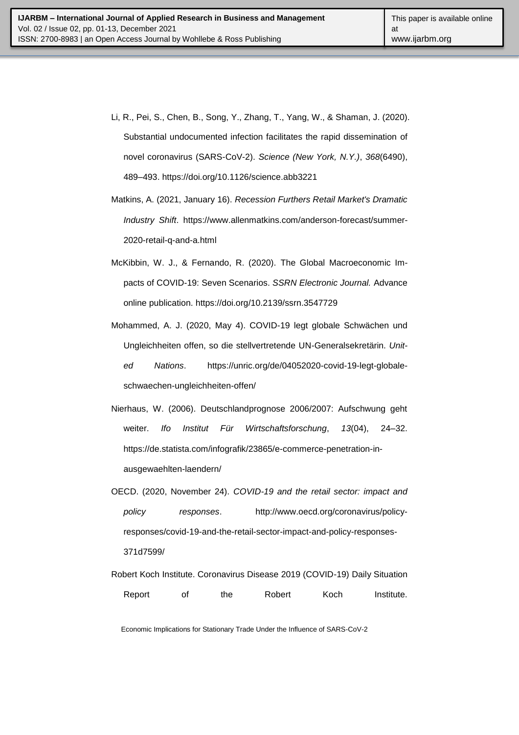Li, R., Pei, S., Chen, B., Song, Y., Zhang, T., Yang, W., & Shaman, J. (2020). Substantial undocumented infection facilitates the rapid dissemination of novel coronavirus (SARS-CoV-2). *Science (New York, N.Y.)*, *368*(6490), 489–493. https://doi.org/10.1126/science.abb3221

Matkins, A. (2021, January 16). *Recession Furthers Retail Market's Dramatic Industry Shift*. https://www.allenmatkins.com/anderson-forecast/summer-2020-retail-q-and-a.html

McKibbin, W. J., & Fernando, R. (2020). The Global Macroeconomic Impacts of COVID-19: Seven Scenarios. *SSRN Electronic Journal.* Advance online publication. https://doi.org/10.2139/ssrn.3547729

Mohammed, A. J. (2020, May 4). COVID-19 legt globale Schwächen und Ungleichheiten offen, so die stellvertretende UN-Generalsekretärin. *United Nations*. https://unric.org/de/04052020-covid-19-legt-globale-schwaechen-ungleichheiten-offen/

Nierhaus, W. (2006). Deutschlandprognose 2006/2007: Aufschwung geht weiter. *Ifo Institut Für Wirtschaftsforschung*, *13*(04), 24–32. https://de.statista.com/infografik/23865/e-commerce-penetration-in-ausgewaehlten-laendern/

OECD. (2020, November 24). *COVID-19 and the retail sector: impact and policy responses*. http://www.oecd.org/coronavirus/policy-responses/covid-19-and-the-retail-sector-impact-and-policy-responses-371d7599/

Robert Koch Institute. Coronavirus Disease 2019 (COVID-19) Daily Situation Report of the Robert Koch Institute.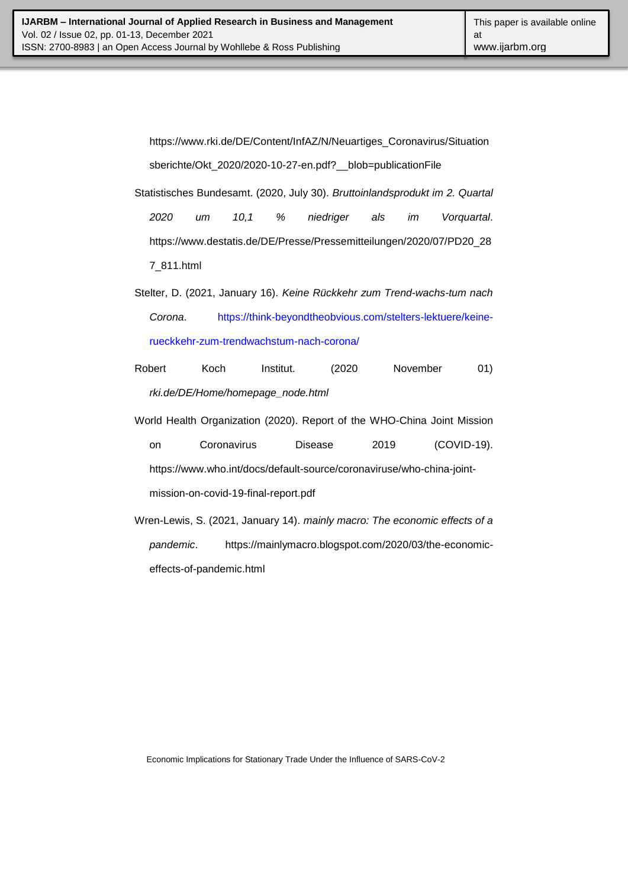https://www.rki.de/DE/Content/InfAZ/N/Neuartiges_Coronavirus/Situationsberichte/Okt_2020/2020-10-27-en.pdf?__blob=publicationFile

Statistisches Bundesamt. (2020, July 30). *Bruttoinlandsprodukt im 2. Quartal 2020 um 10,1 % niedriger als im Vorquartal*. https://www.destatis.de/DE/Presse/Pressemitteilungen/2020/07/PD20_287_811.html

Stelter, D. (2021, January 16). *Keine Rückkehr zum Trend-wachs-tum nach Corona*. https://think-beyondtheobvious.com/stelters-lektuere/keine-rueckkehr-zum-trendwachstum-nach-corona/

Robert Koch Institut. (2020 November 01) *rki.de/DE/Home/homepage_node.html*

World Health Organization (2020). Report of the WHO-China Joint Mission on Coronavirus Disease 2019 (COVID-19). https://www.who.int/docs/default-source/coronaviruse/who-china-joint-mission-on-covid-19-final-report.pdf

Wren-Lewis, S. (2021, January 14). *mainly macro: The economic effects of a pandemic*. https://mainlymacro.blogspot.com/2020/03/the-economic-effects-of-pandemic.html